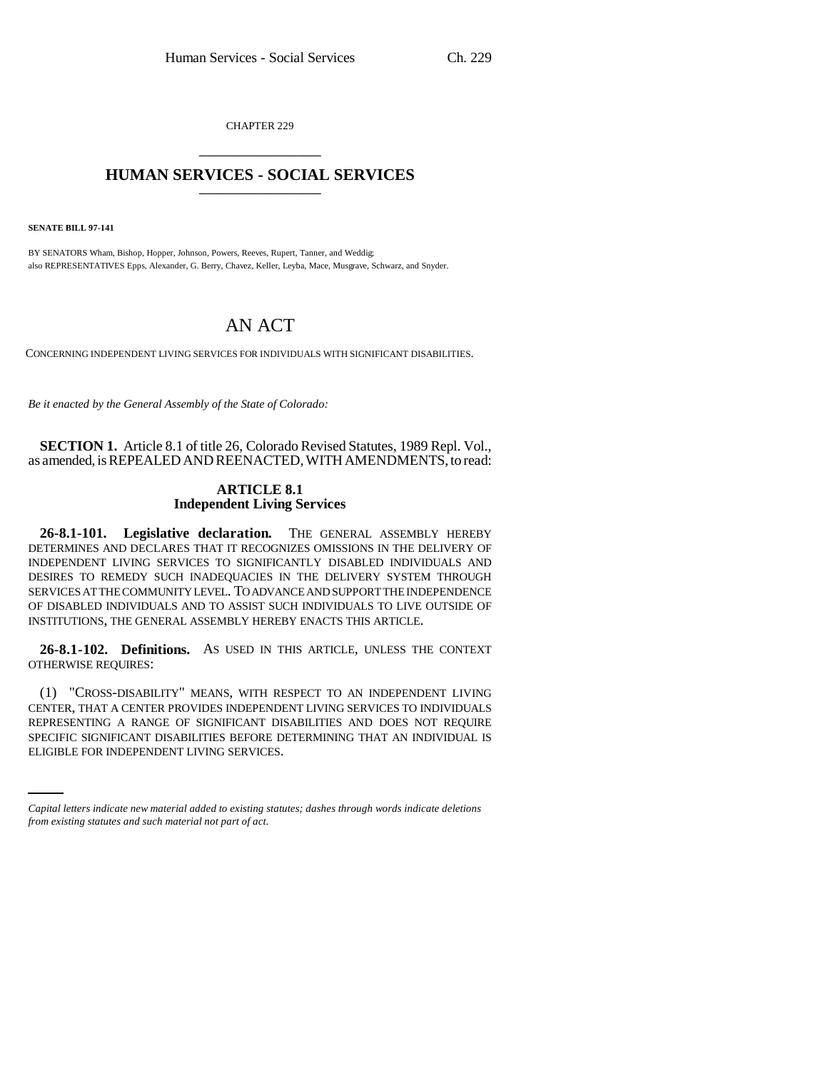CHAPTER 229

# HUMAN SERVICES - SOCIAL SERVICES

**SENATE BILL 97-141**

BY SENATORS Wham, Bishop, Hopper, Johnson, Powers, Reeves, Rupert, Tanner, and Weddig;
also REPRESENTATIVES Epps, Alexander, G. Berry, Chavez, Keller, Leyba, Mace, Musgrave, Schwarz, and Snyder.

## AN ACT

CONCERNING INDEPENDENT LIVING SERVICES FOR INDIVIDUALS WITH SIGNIFICANT DISABILITIES.

*Be it enacted by the General Assembly of the State of Colorado:*

**SECTION 1.** Article 8.1 of title 26, Colorado Revised Statutes, 1989 Repl. Vol., as amended, is REPEALED AND REENACTED, WITH AMENDMENTS, to read:

### ARTICLE 8.1
### Independent Living Services

**26-8.1-101. Legislative declaration.** THE GENERAL ASSEMBLY HEREBY DETERMINES AND DECLARES THAT IT RECOGNIZES OMISSIONS IN THE DELIVERY OF INDEPENDENT LIVING SERVICES TO SIGNIFICANTLY DISABLED INDIVIDUALS AND DESIRES TO REMEDY SUCH INADEQUACIES IN THE DELIVERY SYSTEM THROUGH SERVICES AT THE COMMUNITY LEVEL. TO ADVANCE AND SUPPORT THE INDEPENDENCE OF DISABLED INDIVIDUALS AND TO ASSIST SUCH INDIVIDUALS TO LIVE OUTSIDE OF INSTITUTIONS, THE GENERAL ASSEMBLY HEREBY ENACTS THIS ARTICLE.

**26-8.1-102. Definitions.** AS USED IN THIS ARTICLE, UNLESS THE CONTEXT OTHERWISE REQUIRES:

(1) "CROSS-DISABILITY" MEANS, WITH RESPECT TO AN INDEPENDENT LIVING CENTER, THAT A CENTER PROVIDES INDEPENDENT LIVING SERVICES TO INDIVIDUALS REPRESENTING A RANGE OF SIGNIFICANT DISABILITIES AND DOES NOT REQUIRE SPECIFIC SIGNIFICANT DISABILITIES BEFORE DETERMINING THAT AN INDIVIDUAL IS ELIGIBLE FOR INDEPENDENT LIVING SERVICES.

*Capital letters indicate new material added to existing statutes; dashes through words indicate deletions from existing statutes and such material not part of act.*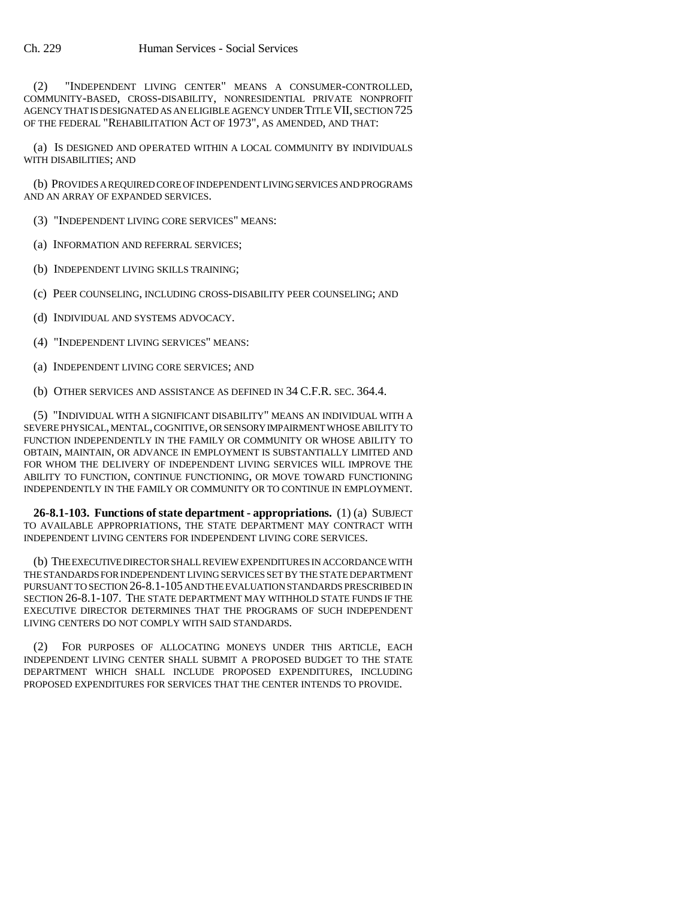(2) "INDEPENDENT LIVING CENTER" MEANS A CONSUMER-CONTROLLED, COMMUNITY-BASED, CROSS-DISABILITY, NONRESIDENTIAL PRIVATE NONPROFIT AGENCY THAT IS DESIGNATED AS AN ELIGIBLE AGENCY UNDER TITLE VII, SECTION 725 OF THE FEDERAL "REHABILITATION ACT OF 1973", AS AMENDED, AND THAT:

(a) IS DESIGNED AND OPERATED WITHIN A LOCAL COMMUNITY BY INDIVIDUALS WITH DISABILITIES; AND

(b) PROVIDES A REQUIRED CORE OF INDEPENDENT LIVING SERVICES AND PROGRAMS AND AN ARRAY OF EXPANDED SERVICES.

(3) "INDEPENDENT LIVING CORE SERVICES" MEANS:

(a) INFORMATION AND REFERRAL SERVICES;

(b) INDEPENDENT LIVING SKILLS TRAINING;

(c) PEER COUNSELING, INCLUDING CROSS-DISABILITY PEER COUNSELING; AND

(d) INDIVIDUAL AND SYSTEMS ADVOCACY.

(4) "INDEPENDENT LIVING SERVICES" MEANS:

(a) INDEPENDENT LIVING CORE SERVICES; AND

(b) OTHER SERVICES AND ASSISTANCE AS DEFINED IN 34 C.F.R. SEC. 364.4.

(5) "INDIVIDUAL WITH A SIGNIFICANT DISABILITY" MEANS AN INDIVIDUAL WITH A SEVERE PHYSICAL, MENTAL, COGNITIVE, OR SENSORY IMPAIRMENT WHOSE ABILITY TO FUNCTION INDEPENDENTLY IN THE FAMILY OR COMMUNITY OR WHOSE ABILITY TO OBTAIN, MAINTAIN, OR ADVANCE IN EMPLOYMENT IS SUBSTANTIALLY LIMITED AND FOR WHOM THE DELIVERY OF INDEPENDENT LIVING SERVICES WILL IMPROVE THE ABILITY TO FUNCTION, CONTINUE FUNCTIONING, OR MOVE TOWARD FUNCTIONING INDEPENDENTLY IN THE FAMILY OR COMMUNITY OR TO CONTINUE IN EMPLOYMENT.

**26-8.1-103. Functions of state department - appropriations.** (1) (a) SUBJECT TO AVAILABLE APPROPRIATIONS, THE STATE DEPARTMENT MAY CONTRACT WITH INDEPENDENT LIVING CENTERS FOR INDEPENDENT LIVING CORE SERVICES.

(b) THE EXECUTIVE DIRECTOR SHALL REVIEW EXPENDITURES IN ACCORDANCE WITH THE STANDARDS FOR INDEPENDENT LIVING SERVICES SET BY THE STATE DEPARTMENT PURSUANT TO SECTION 26-8.1-105 AND THE EVALUATION STANDARDS PRESCRIBED IN SECTION 26-8.1-107. THE STATE DEPARTMENT MAY WITHHOLD STATE FUNDS IF THE EXECUTIVE DIRECTOR DETERMINES THAT THE PROGRAMS OF SUCH INDEPENDENT LIVING CENTERS DO NOT COMPLY WITH SAID STANDARDS.

(2) FOR PURPOSES OF ALLOCATING MONEYS UNDER THIS ARTICLE, EACH INDEPENDENT LIVING CENTER SHALL SUBMIT A PROPOSED BUDGET TO THE STATE DEPARTMENT WHICH SHALL INCLUDE PROPOSED EXPENDITURES, INCLUDING PROPOSED EXPENDITURES FOR SERVICES THAT THE CENTER INTENDS TO PROVIDE.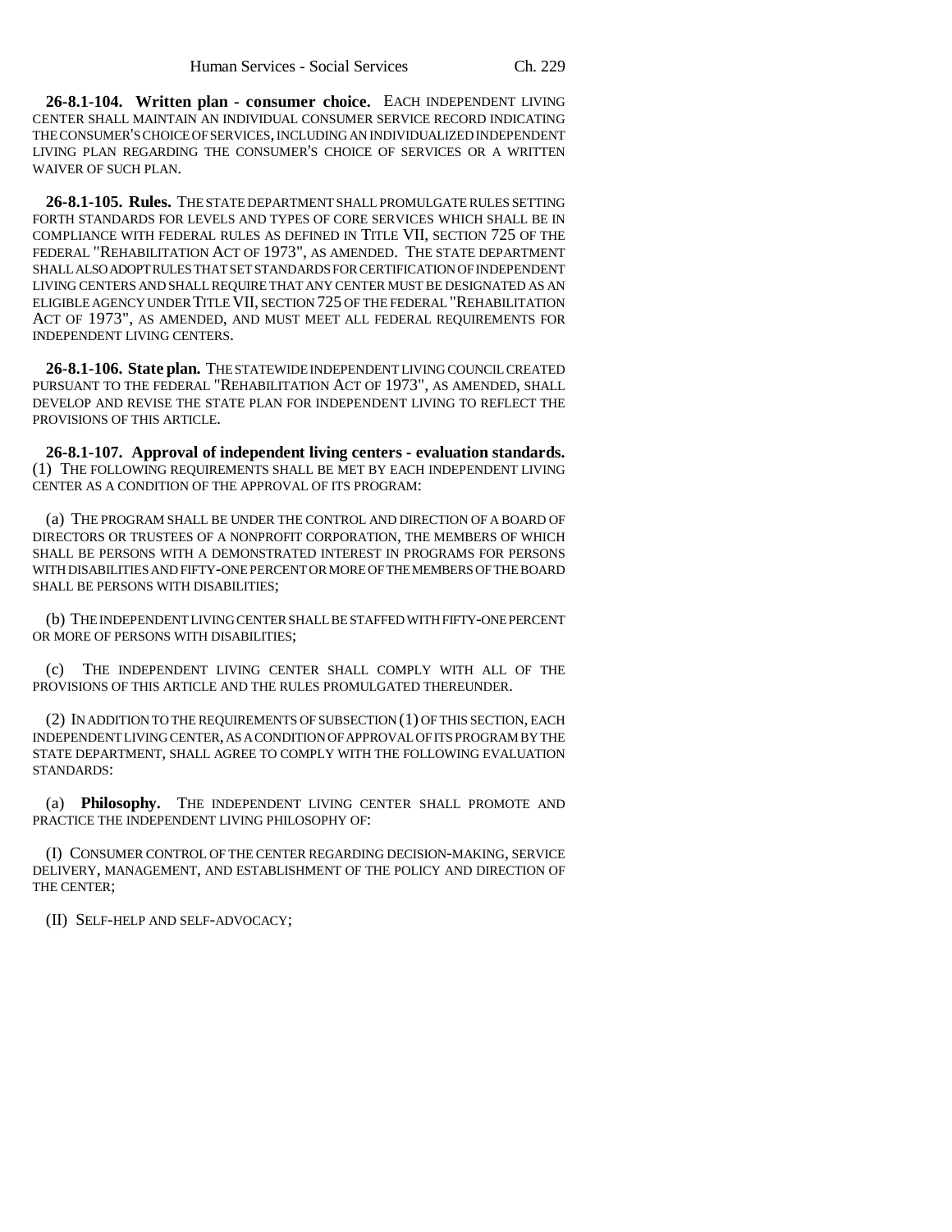**26-8.1-104. Written plan - consumer choice.** EACH INDEPENDENT LIVING CENTER SHALL MAINTAIN AN INDIVIDUAL CONSUMER SERVICE RECORD INDICATING THE CONSUMER'S CHOICE OF SERVICES, INCLUDING AN INDIVIDUALIZED INDEPENDENT LIVING PLAN REGARDING THE CONSUMER'S CHOICE OF SERVICES OR A WRITTEN WAIVER OF SUCH PLAN.

**26-8.1-105. Rules.** THE STATE DEPARTMENT SHALL PROMULGATE RULES SETTING FORTH STANDARDS FOR LEVELS AND TYPES OF CORE SERVICES WHICH SHALL BE IN COMPLIANCE WITH FEDERAL RULES AS DEFINED IN TITLE VII, SECTION 725 OF THE FEDERAL "REHABILITATION ACT OF 1973", AS AMENDED. THE STATE DEPARTMENT SHALL ALSO ADOPT RULES THAT SET STANDARDS FOR CERTIFICATION OF INDEPENDENT LIVING CENTERS AND SHALL REQUIRE THAT ANY CENTER MUST BE DESIGNATED AS AN ELIGIBLE AGENCY UNDER TITLE VII, SECTION 725 OF THE FEDERAL "REHABILITATION ACT OF 1973", AS AMENDED, AND MUST MEET ALL FEDERAL REQUIREMENTS FOR INDEPENDENT LIVING CENTERS.

**26-8.1-106. State plan.** THE STATEWIDE INDEPENDENT LIVING COUNCIL CREATED PURSUANT TO THE FEDERAL "REHABILITATION ACT OF 1973", AS AMENDED, SHALL DEVELOP AND REVISE THE STATE PLAN FOR INDEPENDENT LIVING TO REFLECT THE PROVISIONS OF THIS ARTICLE.

**26-8.1-107. Approval of independent living centers - evaluation standards.** (1) THE FOLLOWING REQUIREMENTS SHALL BE MET BY EACH INDEPENDENT LIVING CENTER AS A CONDITION OF THE APPROVAL OF ITS PROGRAM:

(a) THE PROGRAM SHALL BE UNDER THE CONTROL AND DIRECTION OF A BOARD OF DIRECTORS OR TRUSTEES OF A NONPROFIT CORPORATION, THE MEMBERS OF WHICH SHALL BE PERSONS WITH A DEMONSTRATED INTEREST IN PROGRAMS FOR PERSONS WITH DISABILITIES AND FIFTY-ONE PERCENT OR MORE OF THE MEMBERS OF THE BOARD SHALL BE PERSONS WITH DISABILITIES;

(b) THE INDEPENDENT LIVING CENTER SHALL BE STAFFED WITH FIFTY-ONE PERCENT OR MORE OF PERSONS WITH DISABILITIES;

(c) THE INDEPENDENT LIVING CENTER SHALL COMPLY WITH ALL OF THE PROVISIONS OF THIS ARTICLE AND THE RULES PROMULGATED THEREUNDER.

(2) IN ADDITION TO THE REQUIREMENTS OF SUBSECTION (1) OF THIS SECTION, EACH INDEPENDENT LIVING CENTER, AS A CONDITION OF APPROVAL OF ITS PROGRAM BY THE STATE DEPARTMENT, SHALL AGREE TO COMPLY WITH THE FOLLOWING EVALUATION STANDARDS:

(a) **Philosophy.** THE INDEPENDENT LIVING CENTER SHALL PROMOTE AND PRACTICE THE INDEPENDENT LIVING PHILOSOPHY OF:

(I) CONSUMER CONTROL OF THE CENTER REGARDING DECISION-MAKING, SERVICE DELIVERY, MANAGEMENT, AND ESTABLISHMENT OF THE POLICY AND DIRECTION OF THE CENTER;

(II) SELF-HELP AND SELF-ADVOCACY;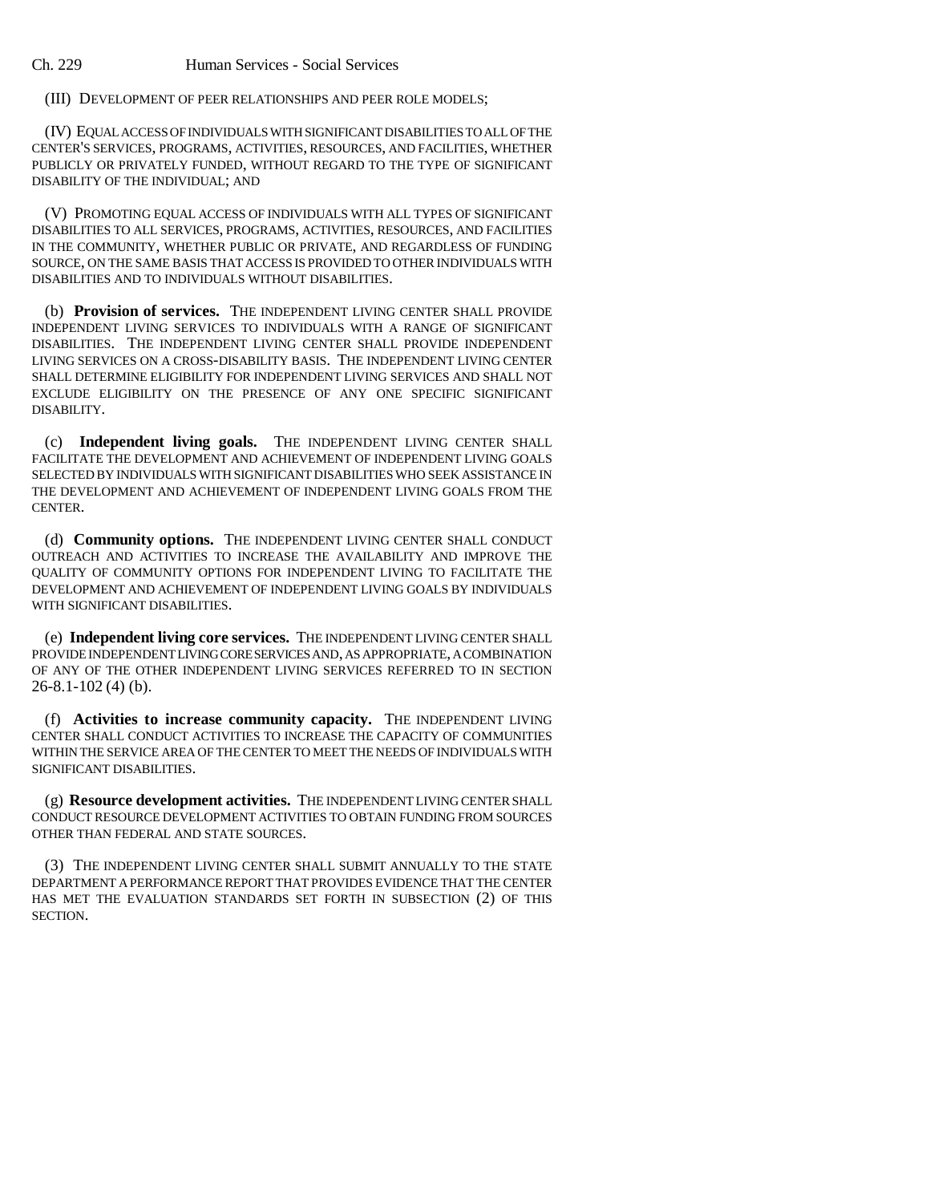(III) DEVELOPMENT OF PEER RELATIONSHIPS AND PEER ROLE MODELS;

(IV) EQUAL ACCESS OF INDIVIDUALS WITH SIGNIFICANT DISABILITIES TO ALL OF THE CENTER'S SERVICES, PROGRAMS, ACTIVITIES, RESOURCES, AND FACILITIES, WHETHER PUBLICLY OR PRIVATELY FUNDED, WITHOUT REGARD TO THE TYPE OF SIGNIFICANT DISABILITY OF THE INDIVIDUAL; AND

(V) PROMOTING EQUAL ACCESS OF INDIVIDUALS WITH ALL TYPES OF SIGNIFICANT DISABILITIES TO ALL SERVICES, PROGRAMS, ACTIVITIES, RESOURCES, AND FACILITIES IN THE COMMUNITY, WHETHER PUBLIC OR PRIVATE, AND REGARDLESS OF FUNDING SOURCE, ON THE SAME BASIS THAT ACCESS IS PROVIDED TO OTHER INDIVIDUALS WITH DISABILITIES AND TO INDIVIDUALS WITHOUT DISABILITIES.

(b) **Provision of services.** THE INDEPENDENT LIVING CENTER SHALL PROVIDE INDEPENDENT LIVING SERVICES TO INDIVIDUALS WITH A RANGE OF SIGNIFICANT DISABILITIES. THE INDEPENDENT LIVING CENTER SHALL PROVIDE INDEPENDENT LIVING SERVICES ON A CROSS-DISABILITY BASIS. THE INDEPENDENT LIVING CENTER SHALL DETERMINE ELIGIBILITY FOR INDEPENDENT LIVING SERVICES AND SHALL NOT EXCLUDE ELIGIBILITY ON THE PRESENCE OF ANY ONE SPECIFIC SIGNIFICANT DISABILITY.

(c) **Independent living goals.** THE INDEPENDENT LIVING CENTER SHALL FACILITATE THE DEVELOPMENT AND ACHIEVEMENT OF INDEPENDENT LIVING GOALS SELECTED BY INDIVIDUALS WITH SIGNIFICANT DISABILITIES WHO SEEK ASSISTANCE IN THE DEVELOPMENT AND ACHIEVEMENT OF INDEPENDENT LIVING GOALS FROM THE CENTER.

(d) **Community options.** THE INDEPENDENT LIVING CENTER SHALL CONDUCT OUTREACH AND ACTIVITIES TO INCREASE THE AVAILABILITY AND IMPROVE THE QUALITY OF COMMUNITY OPTIONS FOR INDEPENDENT LIVING TO FACILITATE THE DEVELOPMENT AND ACHIEVEMENT OF INDEPENDENT LIVING GOALS BY INDIVIDUALS WITH SIGNIFICANT DISABILITIES.

(e) **Independent living core services.** THE INDEPENDENT LIVING CENTER SHALL PROVIDE INDEPENDENT LIVING CORE SERVICES AND, AS APPROPRIATE, A COMBINATION OF ANY OF THE OTHER INDEPENDENT LIVING SERVICES REFERRED TO IN SECTION 26-8.1-102 (4) (b).

(f) **Activities to increase community capacity.** THE INDEPENDENT LIVING CENTER SHALL CONDUCT ACTIVITIES TO INCREASE THE CAPACITY OF COMMUNITIES WITHIN THE SERVICE AREA OF THE CENTER TO MEET THE NEEDS OF INDIVIDUALS WITH SIGNIFICANT DISABILITIES.

(g) **Resource development activities.** THE INDEPENDENT LIVING CENTER SHALL CONDUCT RESOURCE DEVELOPMENT ACTIVITIES TO OBTAIN FUNDING FROM SOURCES OTHER THAN FEDERAL AND STATE SOURCES.

(3) THE INDEPENDENT LIVING CENTER SHALL SUBMIT ANNUALLY TO THE STATE DEPARTMENT A PERFORMANCE REPORT THAT PROVIDES EVIDENCE THAT THE CENTER HAS MET THE EVALUATION STANDARDS SET FORTH IN SUBSECTION (2) OF THIS SECTION.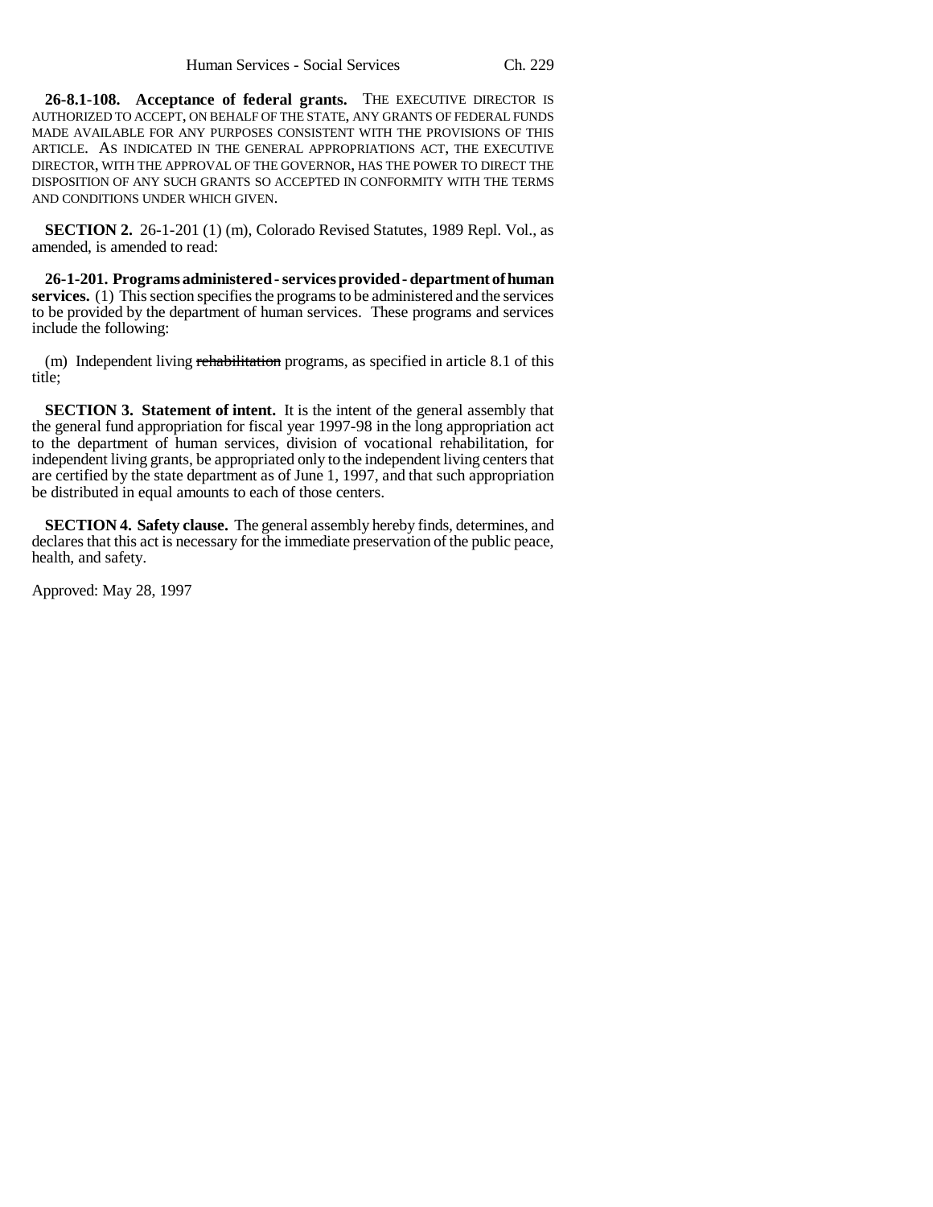**26-8.1-108. Acceptance of federal grants.** THE EXECUTIVE DIRECTOR IS AUTHORIZED TO ACCEPT, ON BEHALF OF THE STATE, ANY GRANTS OF FEDERAL FUNDS MADE AVAILABLE FOR ANY PURPOSES CONSISTENT WITH THE PROVISIONS OF THIS ARTICLE. AS INDICATED IN THE GENERAL APPROPRIATIONS ACT, THE EXECUTIVE DIRECTOR, WITH THE APPROVAL OF THE GOVERNOR, HAS THE POWER TO DIRECT THE DISPOSITION OF ANY SUCH GRANTS SO ACCEPTED IN CONFORMITY WITH THE TERMS AND CONDITIONS UNDER WHICH GIVEN.

**SECTION 2.** 26-1-201 (1) (m), Colorado Revised Statutes, 1989 Repl. Vol., as amended, is amended to read:

**26-1-201. Programs administered - services provided - department of human services.** (1) This section specifies the programs to be administered and the services to be provided by the department of human services. These programs and services include the following:

(m) Independent living ~~rehabilitation~~ programs, as specified in article 8.1 of this title;

**SECTION 3. Statement of intent.** It is the intent of the general assembly that the general fund appropriation for fiscal year 1997-98 in the long appropriation act to the department of human services, division of vocational rehabilitation, for independent living grants, be appropriated only to the independent living centers that are certified by the state department as of June 1, 1997, and that such appropriation be distributed in equal amounts to each of those centers.

**SECTION 4. Safety clause.** The general assembly hereby finds, determines, and declares that this act is necessary for the immediate preservation of the public peace, health, and safety.

Approved: May 28, 1997